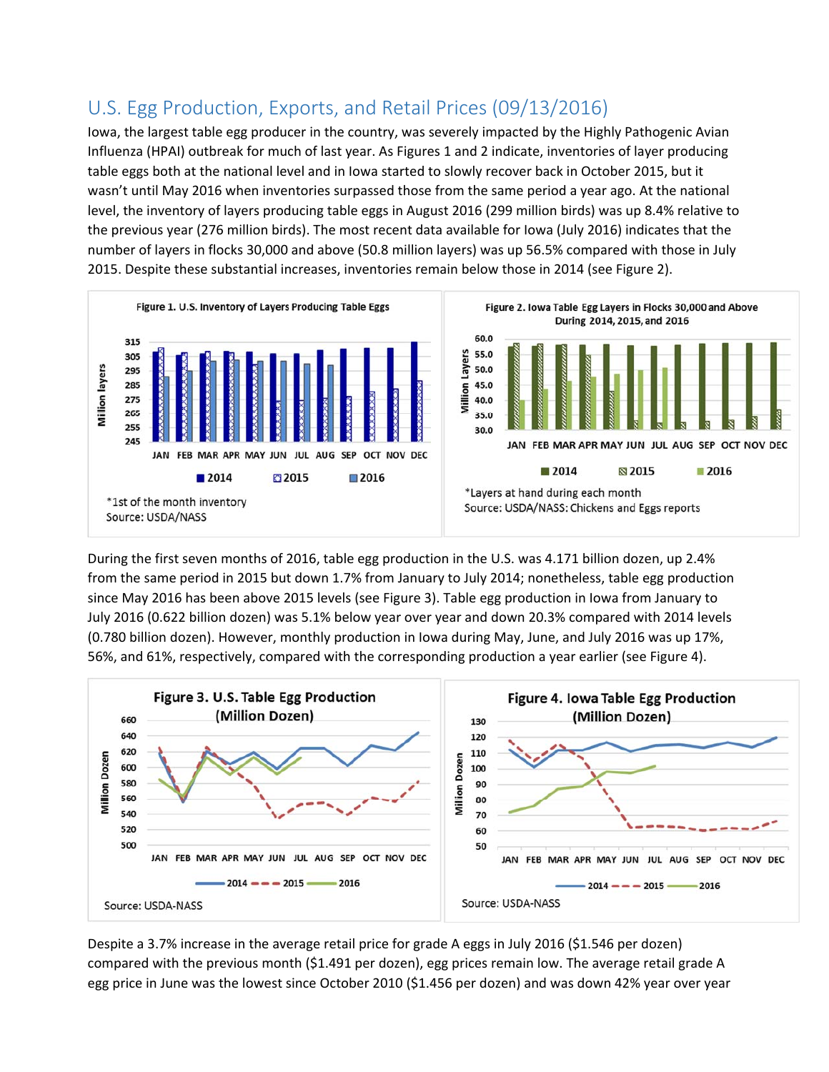## U.S. Egg Production, Exports, and Retail Prices (09/13/2016)

Iowa, the largest table egg producer in the country, was severely impacted by the Highly Pathogenic Avian Influenza (HPAI) outbreak for much of last year. As Figures 1 and 2 indicate, inventories of layer producing table eggs both at the national level and in Iowa started to slowly recover back in October 2015, but it wasn't until May 2016 when inventories surpassed those from the same period a year ago. At the national level, the inventory of layers producing table eggs in August 2016 (299 million birds) was up 8.4% relative to the previous year (276 million birds). The most recent data available for Iowa (July 2016) indicates that the number of layers in flocks 30,000 and above (50.8 million layers) was up 56.5% compared with those in July 2015. Despite these substantial increases, inventories remain below those in 2014 (see Figure 2).

**Figure 1. U.S. Inventory of Layers Producing Table Eggs**

*1st of the month inventory
Source: USDA/NASS

**Figure 2. Iowa Table Egg Layers in Flocks 30,000 and Above During 2014, 2015, and 2016**

*Layers at hand during each month
Source: USDA/NASS: Chickens and Eggs reports

During the first seven months of 2016, table egg production in the U.S. was 4.171 billion dozen, up 2.4% from the same period in 2015 but down 1.7% from January to July 2014; nonetheless, table egg production since May 2016 has been above 2015 levels (see Figure 3). Table egg production in Iowa from January to July 2016 (0.622 billion dozen) was 5.1% below year over year and down 20.3% compared with 2014 levels (0.780 billion dozen). However, monthly production in Iowa during May, June, and July 2016 was up 17%, 56%, and 61%, respectively, compared with the corresponding production a year earlier (see Figure 4).

**Figure 3. U.S. Table Egg Production (Million Dozen)**

Source: USDA-NASS

**Figure 4. Iowa Table Egg Production (Million Dozen)**

Source: USDA-NASS

Despite a 3.7% increase in the average retail price for grade A eggs in July 2016 ($1.546 per dozen) compared with the previous month ($1.491 per dozen), egg prices remain low. The average retail grade A egg price in June was the lowest since October 2010 ($1.456 per dozen) and was down 42% year over year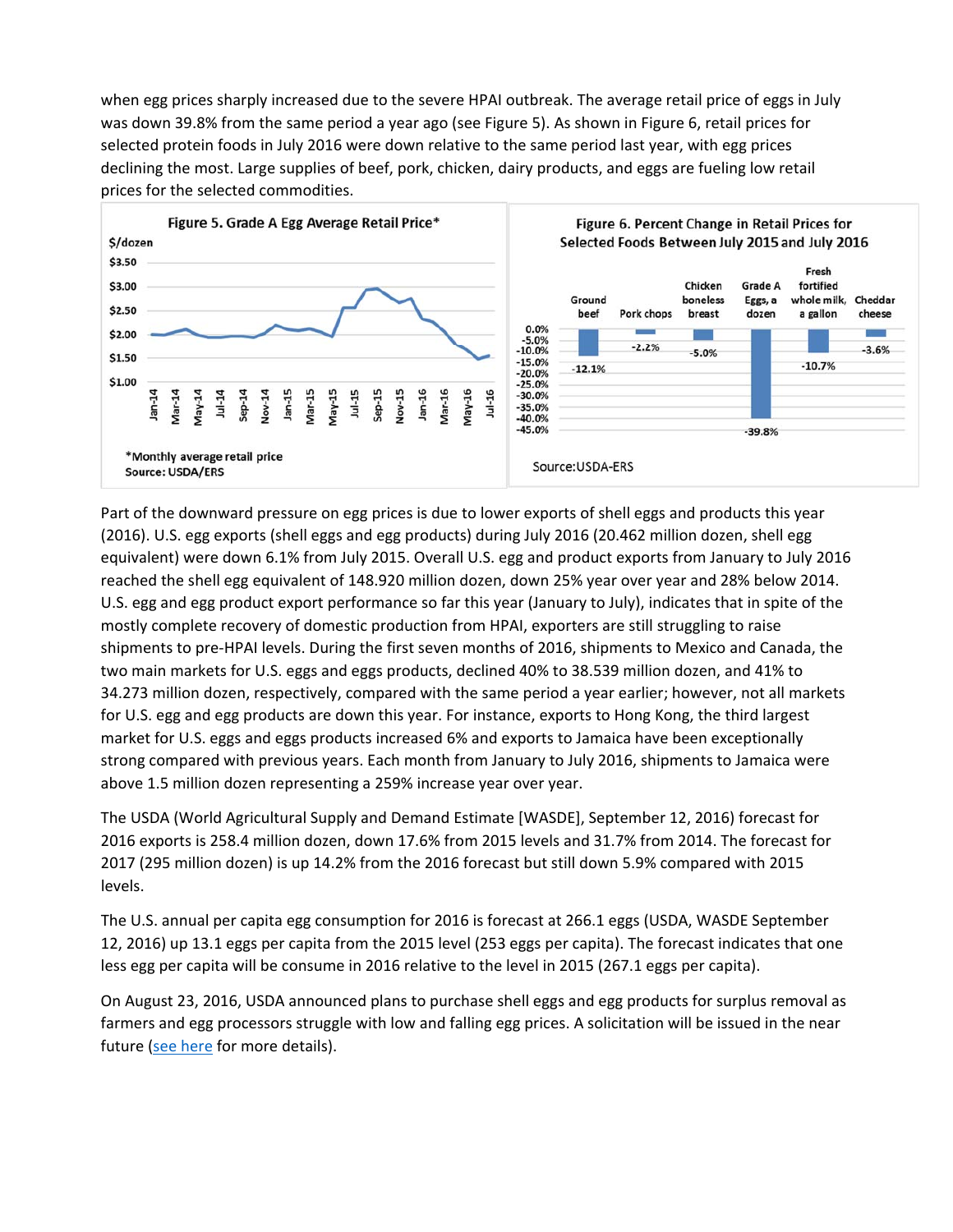when egg prices sharply increased due to the severe HPAI outbreak. The average retail price of eggs in July was down 39.8% from the same period a year ago (see Figure 5). As shown in Figure 6, retail prices for selected protein foods in July 2016 were down relative to the same period last year, with egg prices declining the most. Large supplies of beef, pork, chicken, dairy products, and eggs are fueling low retail prices for the selected commodities.

**Figure 5. Grade A Egg Average Retail Price***

$/dozen

$3.50
$3.00
$2.50
$2.00
$1.50
$1.00

Jan-14, Mar-14, May-14, Jul-14, Sep-14, Nov-14, Jan-15, Mar-15, May-15, Jul-15, Sep-15, Nov-15, Jan-16, Mar-16, May-16, Jul-16

*Monthly average retail price
Source: USDA/ERS

**Figure 6. Percent Change in Retail Prices for Selected Foods Between July 2015 and July 2016**

Ground beef: -12.1%
Pork chops: -2.2%
Chicken boneless breast: -5.0%
Grade A Eggs, a dozen: -39.8%
Fresh fortified whole milk, a gallon: -10.7%
Cheddar cheese: -3.6%

0.0%, -5.0%, -10.0%, -15.0%, -20.0%, -25.0%, -30.0%, -35.0%, -40.0%, -45.0%

Source:USDA-ERS

Part of the downward pressure on egg prices is due to lower exports of shell eggs and products this year (2016). U.S. egg exports (shell eggs and egg products) during July 2016 (20.462 million dozen, shell egg equivalent) were down 6.1% from July 2015. Overall U.S. egg and product exports from January to July 2016 reached the shell egg equivalent of 148.920 million dozen, down 25% year over year and 28% below 2014. U.S. egg and egg product export performance so far this year (January to July), indicates that in spite of the mostly complete recovery of domestic production from HPAI, exporters are still struggling to raise shipments to pre-HPAI levels. During the first seven months of 2016, shipments to Mexico and Canada, the two main markets for U.S. eggs and eggs products, declined 40% to 38.539 million dozen, and 41% to 34.273 million dozen, respectively, compared with the same period a year earlier; however, not all markets for U.S. egg and egg products are down this year. For instance, exports to Hong Kong, the third largest market for U.S. eggs and eggs products increased 6% and exports to Jamaica have been exceptionally strong compared with previous years. Each month from January to July 2016, shipments to Jamaica were above 1.5 million dozen representing a 259% increase year over year.

The USDA (World Agricultural Supply and Demand Estimate [WASDE], September 12, 2016) forecast for 2016 exports is 258.4 million dozen, down 17.6% from 2015 levels and 31.7% from 2014. The forecast for 2017 (295 million dozen) is up 14.2% from the 2016 forecast but still down 5.9% compared with 2015 levels.

The U.S. annual per capita egg consumption for 2016 is forecast at 266.1 eggs (USDA, WASDE September 12, 2016) up 13.1 eggs per capita from the 2015 level (253 eggs per capita). The forecast indicates that one less egg per capita will be consume in 2016 relative to the level in 2015 (267.1 eggs per capita).

On August 23, 2016, USDA announced plans to purchase shell eggs and egg products for surplus removal as farmers and egg processors struggle with low and falling egg prices. A solicitation will be issued in the near future (see here for more details).